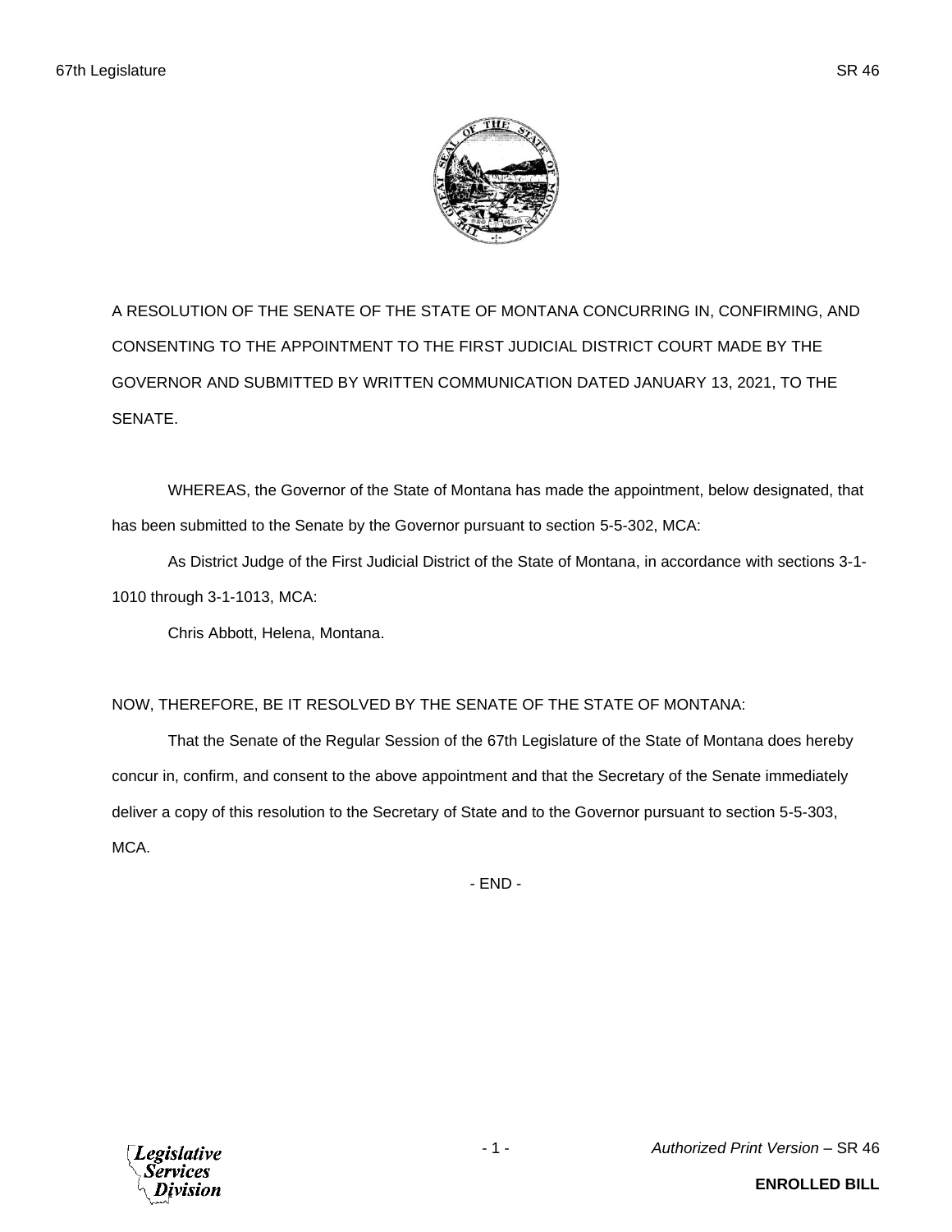A RESOLUTION OF THE SENATE OF THE STATE OF MONTANA CONCURRING IN, CONFIRMING, AND CONSENTING TO THE APPOINTMENT TO THE FIRST JUDICIAL DISTRICT COURT MADE BY THE GOVERNOR AND SUBMITTED BY WRITTEN COMMUNICATION DATED JANUARY 13, 2021, TO THE SENATE.

WHEREAS, the Governor of the State of Montana has made the appointment, below designated, that has been submitted to the Senate by the Governor pursuant to section 5-5-302, MCA:

As District Judge of the First Judicial District of the State of Montana, in accordance with sections 3-1-1010 through 3-1-1013, MCA:

Chris Abbott, Helena, Montana.

NOW, THEREFORE, BE IT RESOLVED BY THE SENATE OF THE STATE OF MONTANA:

That the Senate of the Regular Session of the 67th Legislature of the State of Montana does hereby concur in, confirm, and consent to the above appointment and that the Secretary of the Senate immediately deliver a copy of this resolution to the Secretary of State and to the Governor pursuant to section 5-5-303, MCA.

- END -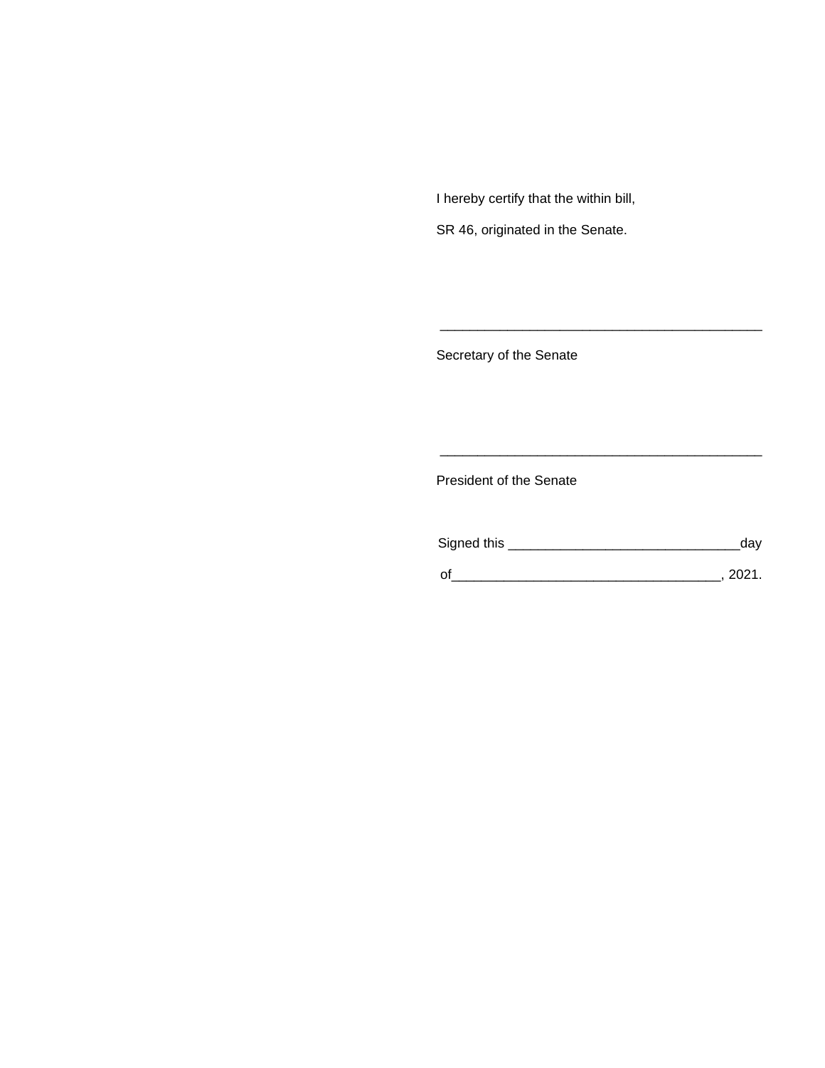I hereby certify that the within bill,

SR 46, originated in the Senate.

\_\_\_\_\_\_\_\_\_\_\_\_\_\_\_\_\_\_\_\_\_\_\_\_\_\_\_\_\_\_\_\_\_\_\_\_\_\_\_\_\_\_\_\_

Secretary of the Senate

\_\_\_\_\_\_\_\_\_\_\_\_\_\_\_\_\_\_\_\_\_\_\_\_\_\_\_\_\_\_\_\_\_\_\_\_\_\_\_\_\_\_\_\_

President of the Senate

Signed this \_\_\_\_\_\_\_\_\_\_\_\_\_\_\_\_\_\_\_\_\_\_\_\_\_\_\_\_\_\_\_day

of\_\_\_\_\_\_\_\_\_\_\_\_\_\_\_\_\_\_\_\_\_\_\_\_\_\_\_\_\_\_\_\_\_\_\_\_, 2021.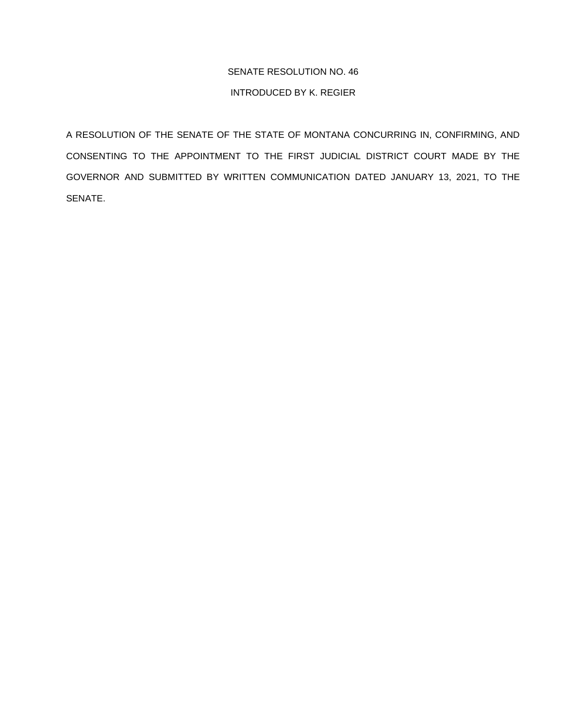SENATE RESOLUTION NO. 46

INTRODUCED BY K. REGIER

A RESOLUTION OF THE SENATE OF THE STATE OF MONTANA CONCURRING IN, CONFIRMING, AND CONSENTING TO THE APPOINTMENT TO THE FIRST JUDICIAL DISTRICT COURT MADE BY THE GOVERNOR AND SUBMITTED BY WRITTEN COMMUNICATION DATED JANUARY 13, 2021, TO THE SENATE.